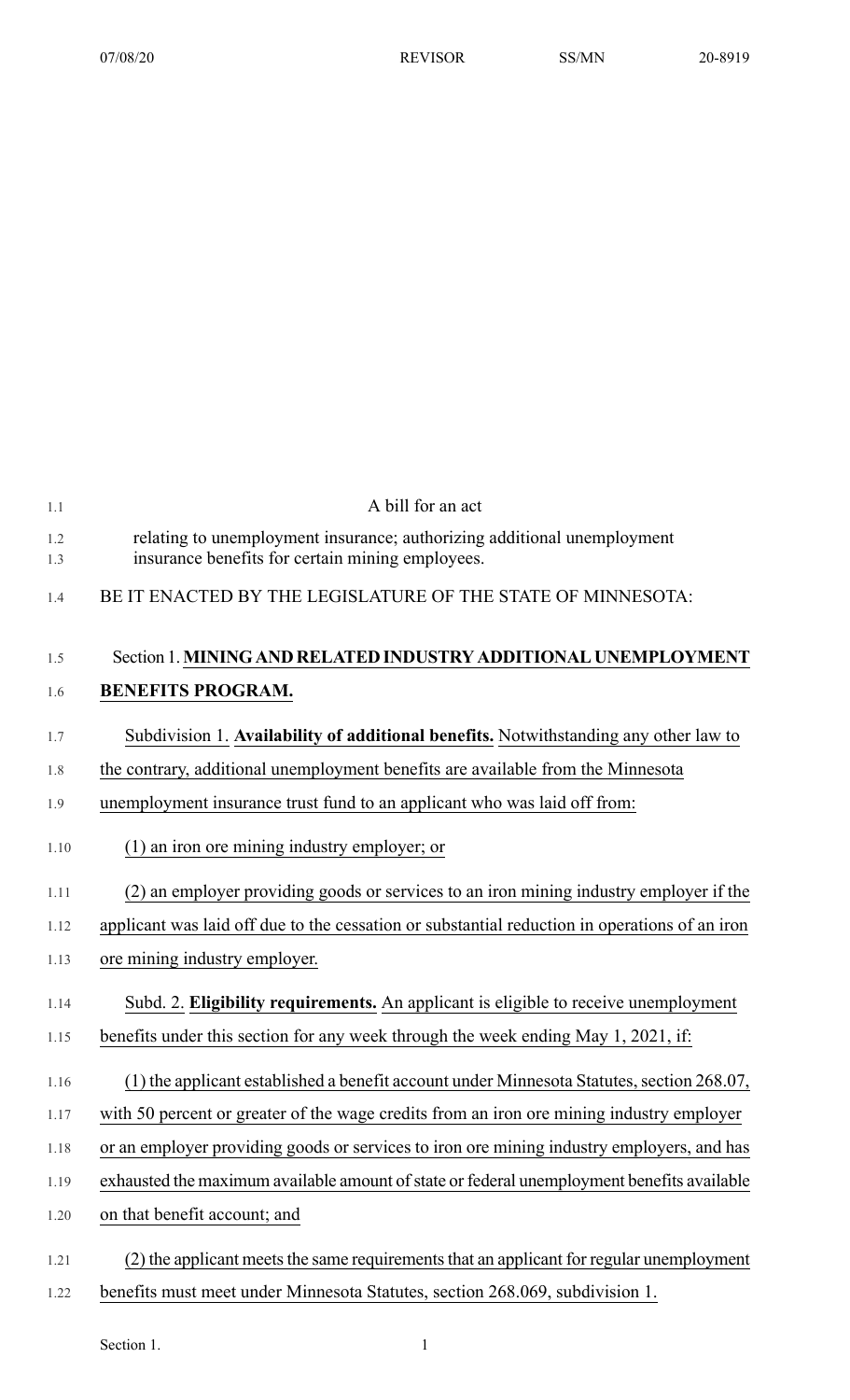A bill for an act

relating to unemployment insurance; authorizing additional unemployment insurance benefits for certain mining employees.

BE IT ENACTED BY THE LEGISLATURE OF THE STATE OF MINNESOTA:

Section 1. **MINING AND RELATED INDUSTRY ADDITIONAL UNEMPLOYMENT BENEFITS PROGRAM.**

Subdivision 1. **Availability of additional benefits.** Notwithstanding any other law to the contrary, additional unemployment benefits are available from the Minnesota unemployment insurance trust fund to an applicant who was laid off from:

(1) an iron ore mining industry employer; or

(2) an employer providing goods or services to an iron mining industry employer if the applicant was laid off due to the cessation or substantial reduction in operations of an iron ore mining industry employer.

Subd. 2. **Eligibility requirements.** An applicant is eligible to receive unemployment benefits under this section for any week through the week ending May 1, 2021, if:

(1) the applicant established a benefit account under Minnesota Statutes, section 268.07, with 50 percent or greater of the wage credits from an iron ore mining industry employer or an employer providing goods or services to iron ore mining industry employers, and has exhausted the maximum available amount of state or federal unemployment benefits available on that benefit account; and

(2) the applicant meets the same requirements that an applicant for regular unemployment benefits must meet under Minnesota Statutes, section 268.069, subdivision 1.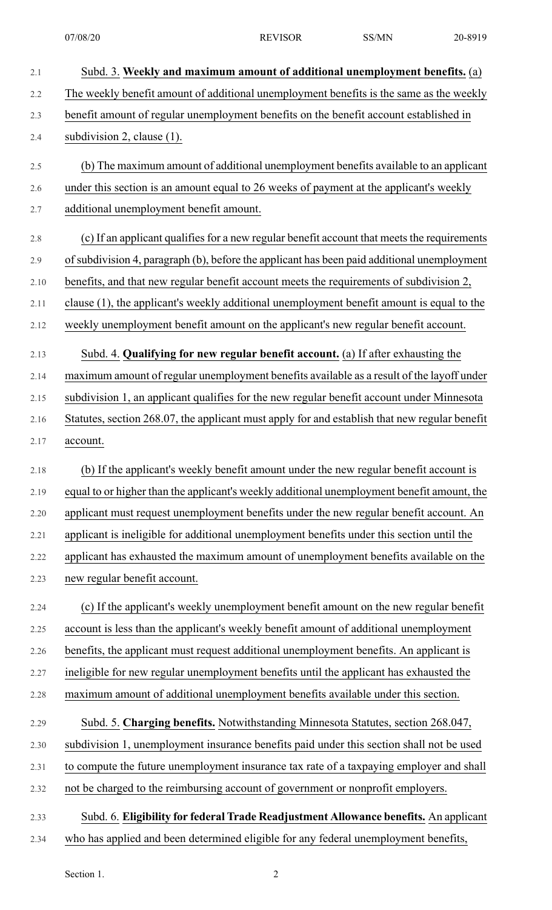Subd. 3. **Weekly and maximum amount of additional unemployment benefits.** (a) The weekly benefit amount of additional unemployment benefits is the same as the weekly benefit amount of regular unemployment benefits on the benefit account established in subdivision 2, clause (1).

(b) The maximum amount of additional unemployment benefits available to an applicant under this section is an amount equal to 26 weeks of payment at the applicant's weekly additional unemployment benefit amount.

(c) If an applicant qualifies for a new regular benefit account that meets the requirements of subdivision 4, paragraph (b), before the applicant has been paid additional unemployment benefits, and that new regular benefit account meets the requirements of subdivision 2, clause (1), the applicant's weekly additional unemployment benefit amount is equal to the weekly unemployment benefit amount on the applicant's new regular benefit account.

Subd. 4. **Qualifying for new regular benefit account.** (a) If after exhausting the maximum amount of regular unemployment benefits available as a result of the layoff under subdivision 1, an applicant qualifies for the new regular benefit account under Minnesota Statutes, section 268.07, the applicant must apply for and establish that new regular benefit account.

(b) If the applicant's weekly benefit amount under the new regular benefit account is equal to or higher than the applicant's weekly additional unemployment benefit amount, the applicant must request unemployment benefits under the new regular benefit account. An applicant is ineligible for additional unemployment benefits under this section until the applicant has exhausted the maximum amount of unemployment benefits available on the new regular benefit account.

(c) If the applicant's weekly unemployment benefit amount on the new regular benefit account is less than the applicant's weekly benefit amount of additional unemployment benefits, the applicant must request additional unemployment benefits. An applicant is ineligible for new regular unemployment benefits until the applicant has exhausted the maximum amount of additional unemployment benefits available under this section.

Subd. 5. **Charging benefits.** Notwithstanding Minnesota Statutes, section 268.047, subdivision 1, unemployment insurance benefits paid under this section shall not be used to compute the future unemployment insurance tax rate of a taxpaying employer and shall not be charged to the reimbursing account of government or nonprofit employers.

Subd. 6. **Eligibility for federal Trade Readjustment Allowance benefits.** An applicant who has applied and been determined eligible for any federal unemployment benefits,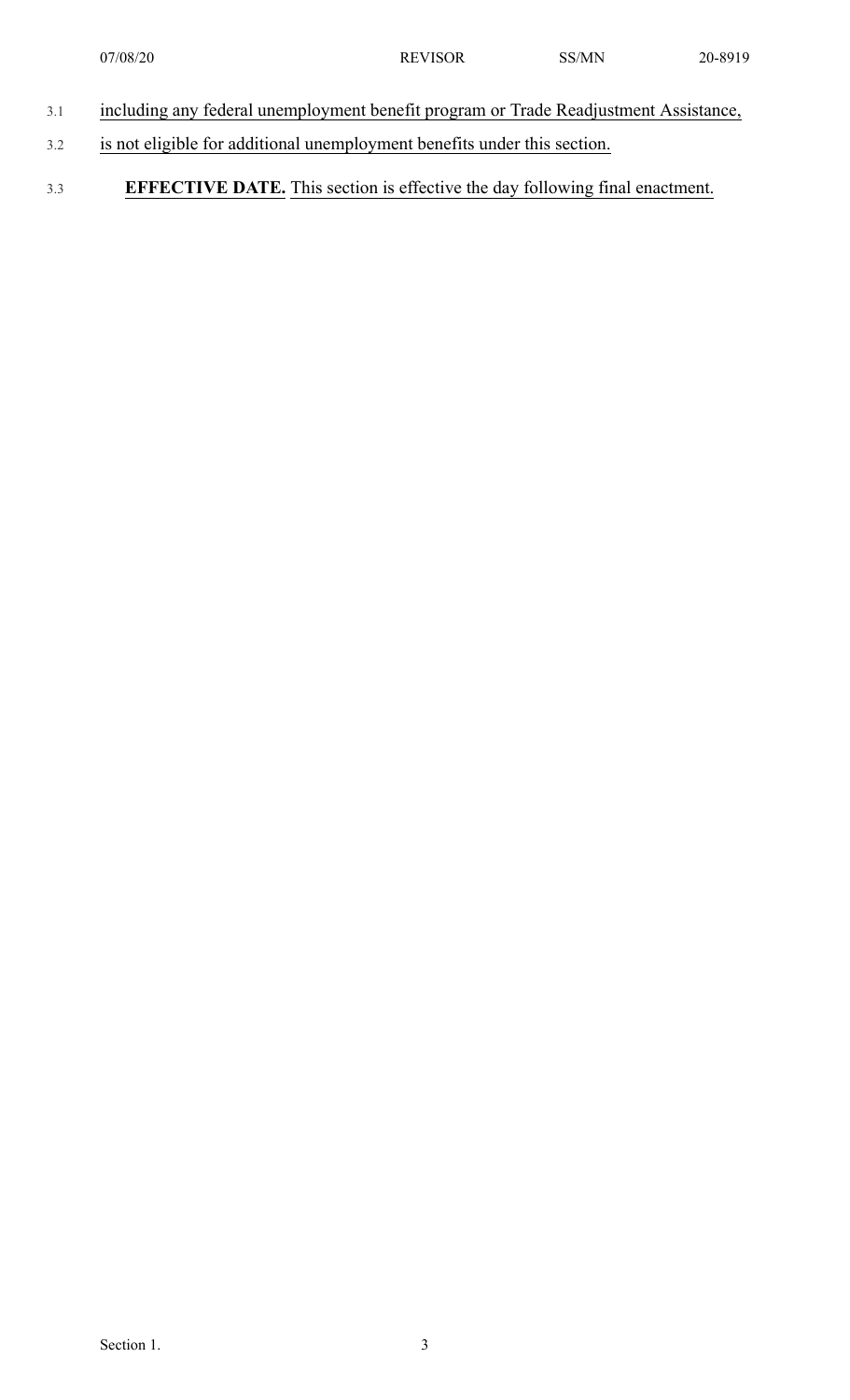including any federal unemployment benefit program or Trade Readjustment Assistance, is not eligible for additional unemployment benefits under this section.

**EFFECTIVE DATE.** This section is effective the day following final enactment.